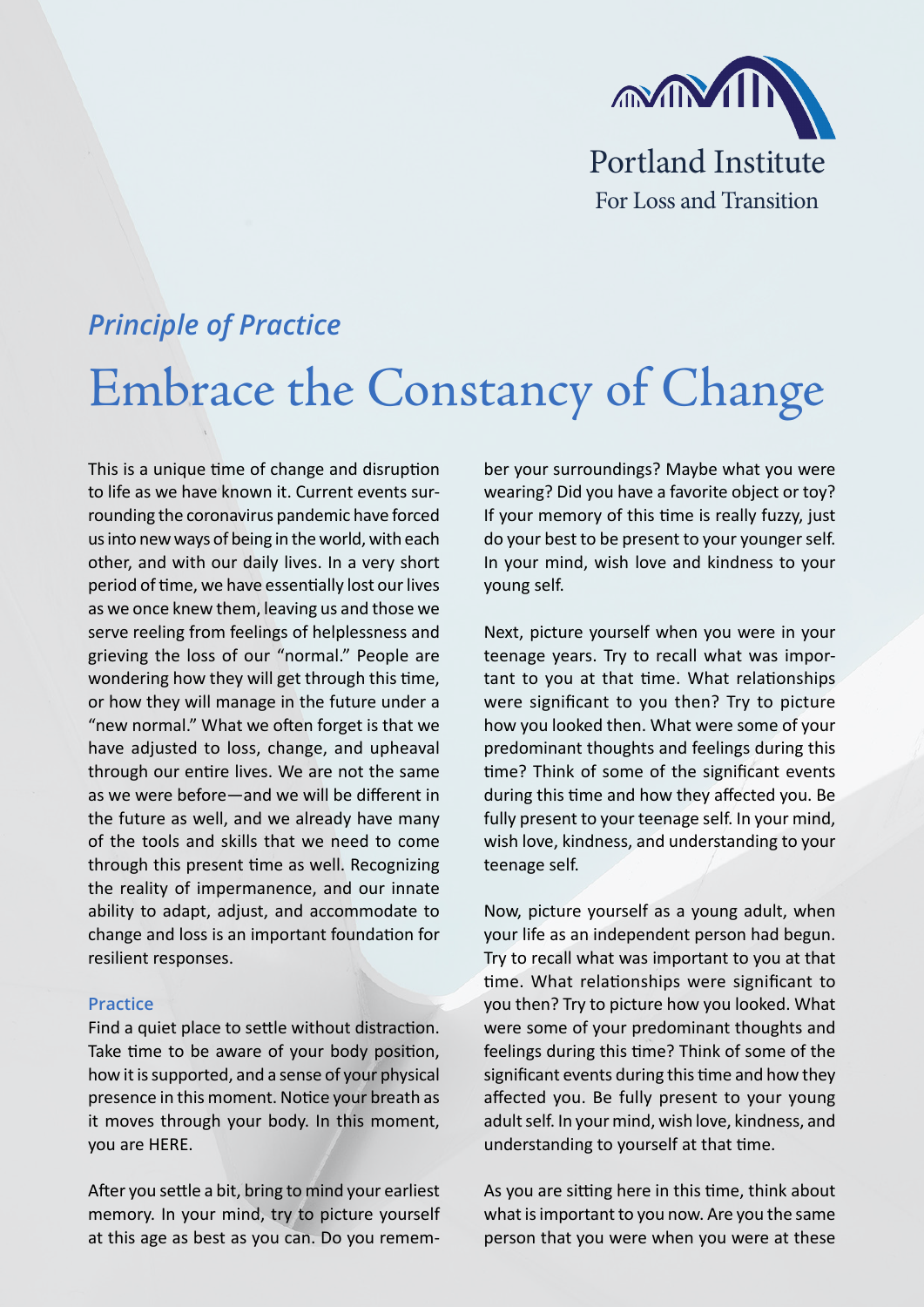Portland Institute
For Loss and Transition

*Principle of Practice*

# Embrace the Constancy of Change

This is a unique time of change and disruption to life as we have known it. Current events surrounding the coronavirus pandemic have forced us into new ways of being in the world, with each other, and with our daily lives. In a very short period of time, we have essentially lost our lives as we once knew them, leaving us and those we serve reeling from feelings of helplessness and grieving the loss of our "normal." People are wondering how they will get through this time, or how they will manage in the future under a "new normal." What we often forget is that we have adjusted to loss, change, and upheaval through our entire lives. We are not the same as we were before—and we will be different in the future as well, and we already have many of the tools and skills that we need to come through this present time as well. Recognizing the reality of impermanence, and our innate ability to adapt, adjust, and accommodate to change and loss is an important foundation for resilient responses.

### Practice

Find a quiet place to settle without distraction. Take time to be aware of your body position, how it is supported, and a sense of your physical presence in this moment. Notice your breath as it moves through your body. In this moment, you are HERE.

After you settle a bit, bring to mind your earliest memory. In your mind, try to picture yourself at this age as best as you can. Do you remember your surroundings? Maybe what you were wearing? Did you have a favorite object or toy? If your memory of this time is really fuzzy, just do your best to be present to your younger self. In your mind, wish love and kindness to your young self.

Next, picture yourself when you were in your teenage years. Try to recall what was important to you at that time. What relationships were significant to you then? Try to picture how you looked then. What were some of your predominant thoughts and feelings during this time? Think of some of the significant events during this time and how they affected you. Be fully present to your teenage self. In your mind, wish love, kindness, and understanding to your teenage self.

Now, picture yourself as a young adult, when your life as an independent person had begun. Try to recall what was important to you at that time. What relationships were significant to you then? Try to picture how you looked. What were some of your predominant thoughts and feelings during this time? Think of some of the significant events during this time and how they affected you. Be fully present to your young adult self. In your mind, wish love, kindness, and understanding to yourself at that time.

As you are sitting here in this time, think about what is important to you now. Are you the same person that you were when you were at these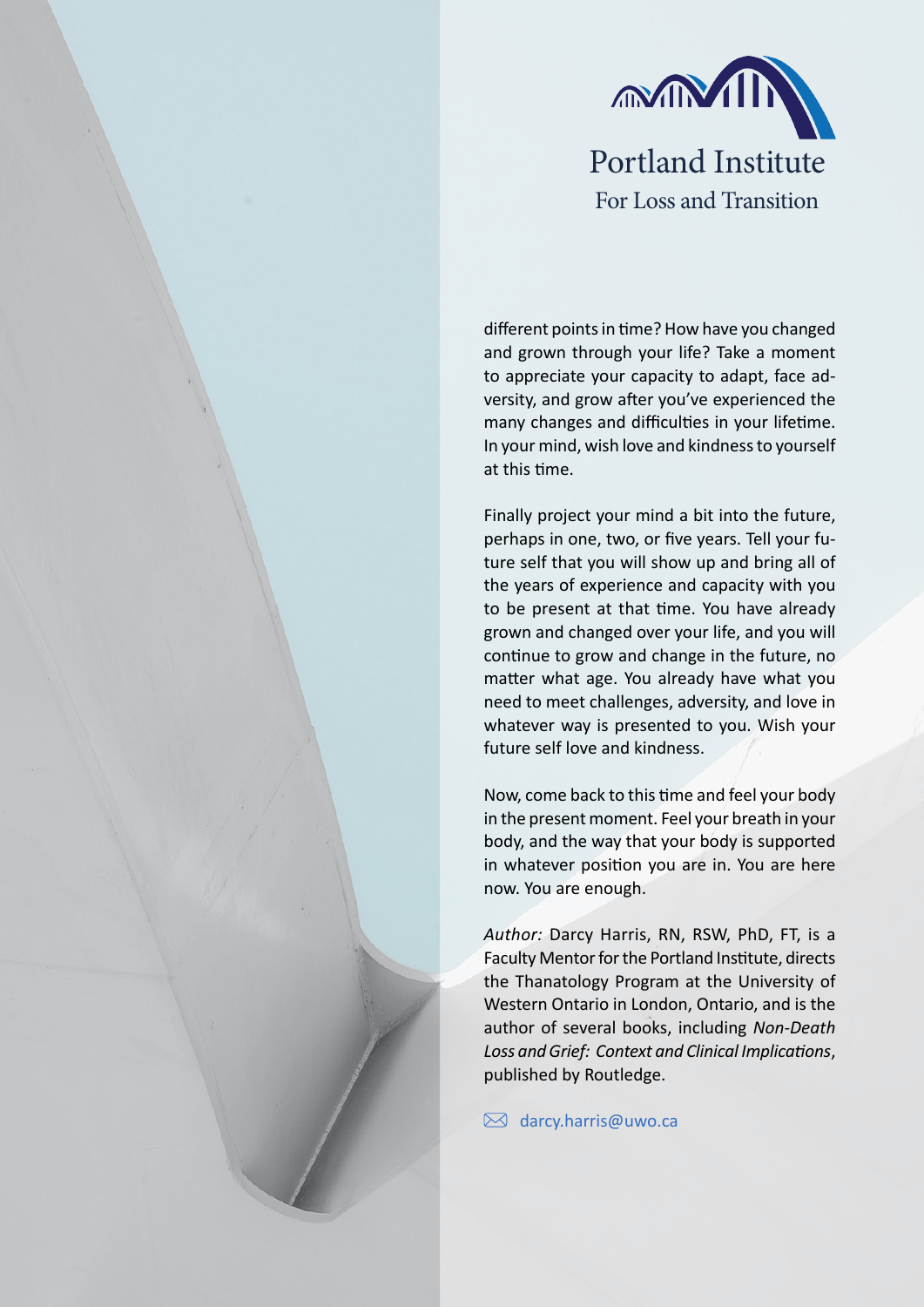Portland Institute
For Loss and Transition

different points in time? How have you changed and grown through your life? Take a moment to appreciate your capacity to adapt, face adversity, and grow after you've experienced the many changes and difficulties in your lifetime. In your mind, wish love and kindness to yourself at this time.

Finally project your mind a bit into the future, perhaps in one, two, or five years. Tell your future self that you will show up and bring all of the years of experience and capacity with you to be present at that time. You have already grown and changed over your life, and you will continue to grow and change in the future, no matter what age. You already have what you need to meet challenges, adversity, and love in whatever way is presented to you. Wish your future self love and kindness.

Now, come back to this time and feel your body in the present moment. Feel your breath in your body, and the way that your body is supported in whatever position you are in. You are here now. You are enough.

*Author:* Darcy Harris, RN, RSW, PhD, FT, is a Faculty Mentor for the Portland Institute, directs the Thanatology Program at the University of Western Ontario in London, Ontario, and is the author of several books, including *Non-Death Loss and Grief: Context and Clinical Implications*, published by Routledge.

darcy.harris@uwo.ca